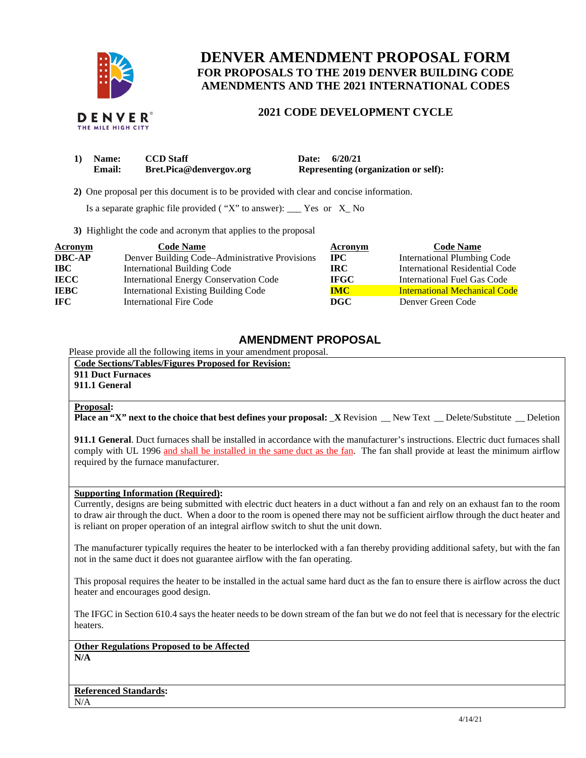# DENVER AMENDMENT PROPOSAL FORM

## FOR PROPOSALS TO THE 2019 DENVER BUILDING CODE AMENDMENTS AND THE 2021 INTERNATIONAL CODES

### 2021 CODE DEVELOPMENT CYCLE

**1) Name:** **CCD Staff** **Date:** **6/20/21**
**Email:** **Bret.Pica@denvergov.org** **Representing (organization or self):**

**2)** One proposal per this document is to be provided with clear and concise information.

Is a separate graphic file provided ( "X" to answer): ___ Yes or X_ No

**3)** Highlight the code and acronym that applies to the proposal

| Acronym | Code Name | Acronym | Code Name |
|---|---|---|---|
| **DBC-AP** | Denver Building Code–Administrative Provisions | **IPC** | International Plumbing Code |
| **IBC** | International Building Code | **IRC** | International Residential Code |
| **IECC** | International Energy Conservation Code | **IFGC** | International Fuel Gas Code |
| **IEBC** | International Existing Building Code | **IMC** | International Mechanical Code |
| **IFC** | International Fire Code | **DGC** | Denver Green Code |

## AMENDMENT PROPOSAL

Please provide all the following items in your amendment proposal.

**Code Sections/Tables/Figures Proposed for Revision:**
**911 Duct Furnaces**
**911.1 General**

**Proposal:**
**Place an "X" next to the choice that best defines your proposal:** _X Revision __ New Text __ Delete/Substitute __ Deletion

**911.1 General**. Duct furnaces shall be installed in accordance with the manufacturer's instructions. Electric duct furnaces shall comply with UL 1996 and shall be installed in the same duct as the fan. The fan shall provide at least the minimum airflow required by the furnace manufacturer.

**Supporting Information (Required):**
Currently, designs are being submitted with electric duct heaters in a duct without a fan and rely on an exhaust fan to the room to draw air through the duct. When a door to the room is opened there may not be sufficient airflow through the duct heater and is reliant on proper operation of an integral airflow switch to shut the unit down.

The manufacturer typically requires the heater to be interlocked with a fan thereby providing additional safety, but with the fan not in the same duct it does not guarantee airflow with the fan operating.

This proposal requires the heater to be installed in the actual same hard duct as the fan to ensure there is airflow across the duct heater and encourages good design.

The IFGC in Section 610.4 says the heater needs to be down stream of the fan but we do not feel that is necessary for the electric heaters.

**Other Regulations Proposed to be Affected**
**N/A**

**Referenced Standards:**
N/A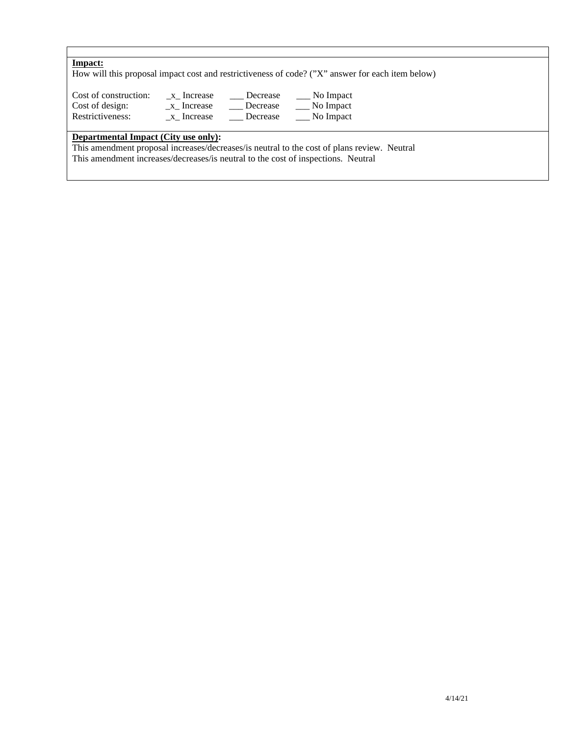**Impact:**

How will this proposal impact cost and restrictiveness of code? (”X” answer for each item below)

| | | | |
|---|---|---|---|
| Cost of construction: | _x_ Increase | ___ Decrease | ___ No Impact |
| Cost of design: | _x_ Increase | ___ Decrease | ___ No Impact |
| Restrictiveness: | _x_ Increase | ___ Decrease | ___ No Impact |

**Departmental Impact (City use only):**

This amendment proposal increases/decreases/is neutral to the cost of plans review. Neutral

This amendment increases/decreases/is neutral to the cost of inspections. Neutral

4/14/21